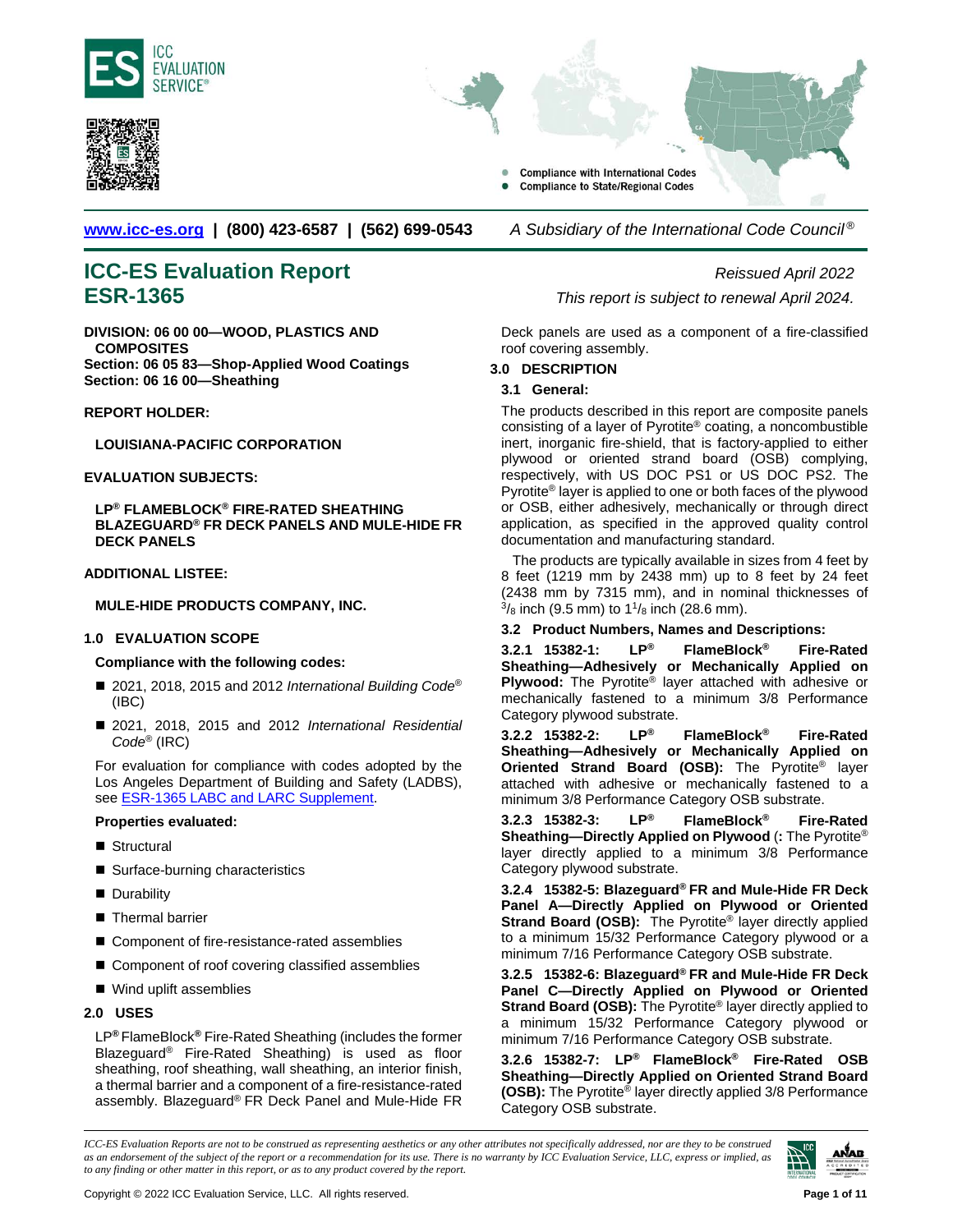www.icc-es.org | (800) 423-6587 | (562) 699-0543 *A Subsidiary of the International Code Council®*

# ICC-ES Evaluation Report ESR-1365

*Reissued April 2022*

*This report is subject to renewal April 2024.*

**DIVISION: 06 00 00—WOOD, PLASTICS AND COMPOSITES**
**Section: 06 05 83—Shop-Applied Wood Coatings**
**Section: 06 16 00—Sheathing**

**REPORT HOLDER:**

**LOUISIANA-PACIFIC CORPORATION**

**EVALUATION SUBJECTS:**

**LP® FLAMEBLOCK® FIRE-RATED SHEATHING BLAZEGUARD® FR DECK PANELS AND MULE-HIDE FR DECK PANELS**

**ADDITIONAL LISTEE:**

**MULE-HIDE PRODUCTS COMPANY, INC.**

## 1.0 EVALUATION SCOPE

**Compliance with the following codes:**

- 2021, 2018, 2015 and 2012 *International Building Code®* (IBC)
- 2021, 2018, 2015 and 2012 *International Residential Code®* (IRC)

For evaluation for compliance with codes adopted by the Los Angeles Department of Building and Safety (LADBS), see ESR-1365 LABC and LARC Supplement.

**Properties evaluated:**

- Structural
- Surface-burning characteristics
- Durability
- Thermal barrier
- Component of fire-resistance-rated assemblies
- Component of roof covering classified assemblies
- Wind uplift assemblies

## 2.0 USES

LP**®** FlameBlock**®** Fire-Rated Sheathing (includes the former Blazeguard® Fire-Rated Sheathing) is used as floor sheathing, roof sheathing, wall sheathing, an interior finish, a thermal barrier and a component of a fire-resistance-rated assembly. Blazeguard® FR Deck Panel and Mule-Hide FR Deck panels are used as a component of a fire-classified roof covering assembly.

## 3.0 DESCRIPTION

### 3.1 General:

The products described in this report are composite panels consisting of a layer of Pyrotite® coating, a noncombustible inert, inorganic fire-shield, that is factory-applied to either plywood or oriented strand board (OSB) complying, respectively, with US DOC PS1 or US DOC PS2. The Pyrotite® layer is applied to one or both faces of the plywood or OSB, either adhesively, mechanically or through direct application, as specified in the approved quality control documentation and manufacturing standard.

The products are typically available in sizes from 4 feet by 8 feet (1219 mm by 2438 mm) up to 8 feet by 24 feet (2438 mm by 7315 mm), and in nominal thicknesses of $^{3}/_{8}$ inch (9.5 mm) to $1^{1}/_{8}$ inch (28.6 mm).

### 3.2 Product Numbers, Names and Descriptions:

**3.2.1 15382-1: LP® FlameBlock® Fire-Rated Sheathing—Adhesively or Mechanically Applied on Plywood:** The Pyrotite® layer attached with adhesive or mechanically fastened to a minimum 3/8 Performance Category plywood substrate.

**3.2.2 15382-2: LP® FlameBlock® Fire-Rated Sheathing—Adhesively or Mechanically Applied on Oriented Strand Board (OSB):** The Pyrotite® layer attached with adhesive or mechanically fastened to a minimum 3/8 Performance Category OSB substrate.

**3.2.3 15382-3: LP® FlameBlock® Fire-Rated Sheathing—Directly Applied on Plywood (:** The Pyrotite® layer directly applied to a minimum 3/8 Performance Category plywood substrate.

**3.2.4 15382-5: Blazeguard® FR and Mule-Hide FR Deck Panel A—Directly Applied on Plywood or Oriented Strand Board (OSB):** The Pyrotite® layer directly applied to a minimum 15/32 Performance Category plywood or a minimum 7/16 Performance Category OSB substrate.

**3.2.5 15382-6: Blazeguard® FR and Mule-Hide FR Deck Panel C—Directly Applied on Plywood or Oriented Strand Board (OSB):** The Pyrotite® layer directly applied to a minimum 15/32 Performance Category plywood or minimum 7/16 Performance Category OSB substrate.

**3.2.6 15382-7: LP® FlameBlock® Fire-Rated OSB Sheathing—Directly Applied on Oriented Strand Board (OSB):** The Pyrotite® layer directly applied 3/8 Performance Category OSB substrate.

*ICC-ES Evaluation Reports are not to be construed as representing aesthetics or any other attributes not specifically addressed, nor are they to be construed as an endorsement of the subject of the report or a recommendation for its use. There is no warranty by ICC Evaluation Service, LLC, express or implied, as to any finding or other matter in this report, or as to any product covered by the report.*

Copyright © 2022 ICC Evaluation Service, LLC. All rights reserved.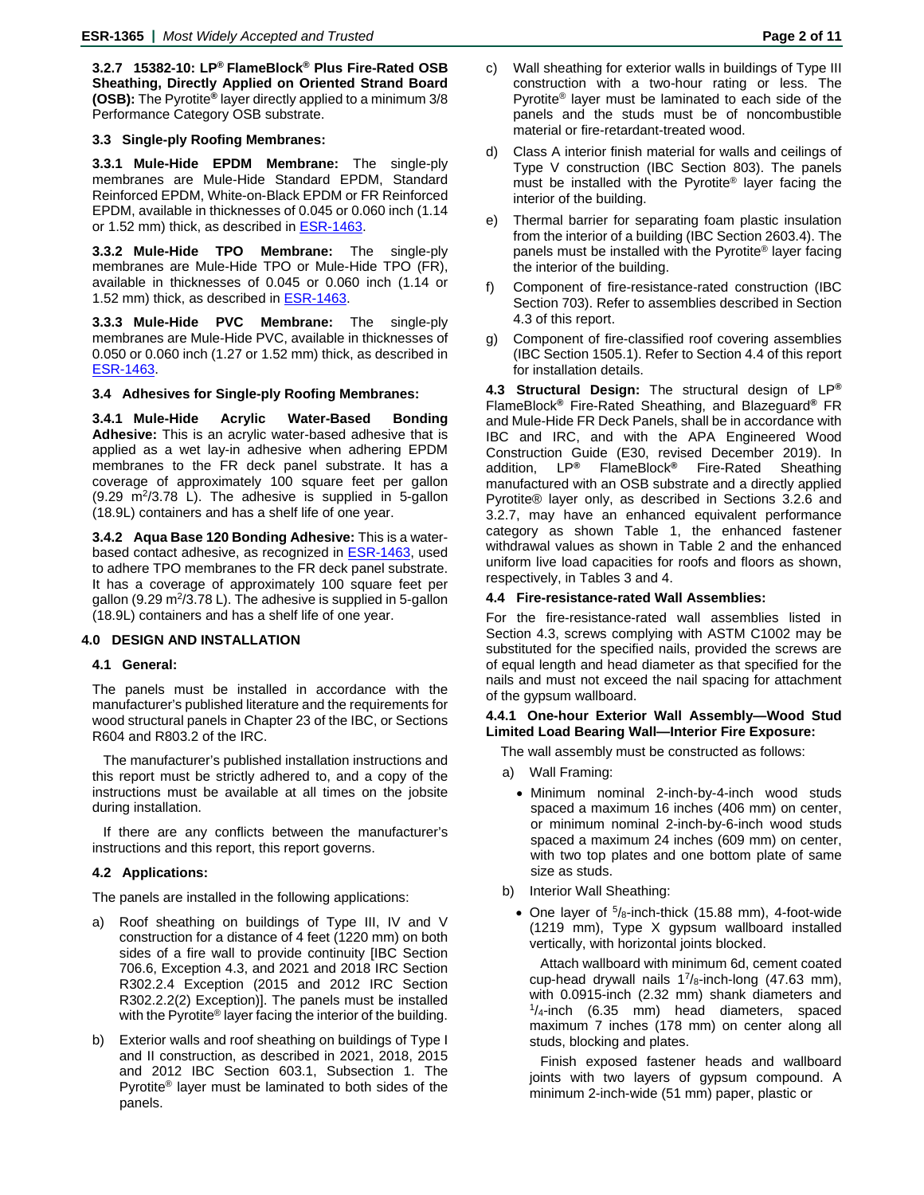**3.2.7 15382-10: LP® FlameBlock® Plus Fire-Rated OSB Sheathing, Directly Applied on Oriented Strand Board (OSB):** The Pyrotite® layer directly applied to a minimum 3/8 Performance Category OSB substrate.

### 3.3 Single-ply Roofing Membranes:

**3.3.1 Mule-Hide EPDM Membrane:** The single-ply membranes are Mule-Hide Standard EPDM, Standard Reinforced EPDM, White-on-Black EPDM or FR Reinforced EPDM, available in thicknesses of 0.045 or 0.060 inch (1.14 or 1.52 mm) thick, as described in ESR-1463.

**3.3.2 Mule-Hide TPO Membrane:** The single-ply membranes are Mule-Hide TPO or Mule-Hide TPO (FR), available in thicknesses of 0.045 or 0.060 inch (1.14 or 1.52 mm) thick, as described in ESR-1463.

**3.3.3 Mule-Hide PVC Membrane:** The single-ply membranes are Mule-Hide PVC, available in thicknesses of 0.050 or 0.060 inch (1.27 or 1.52 mm) thick, as described in ESR-1463.

### 3.4 Adhesives for Single-ply Roofing Membranes:

**3.4.1 Mule-Hide Acrylic Water-Based Bonding Adhesive:** This is an acrylic water-based adhesive that is applied as a wet lay-in adhesive when adhering EPDM membranes to the FR deck panel substrate. It has a coverage of approximately 100 square feet per gallon (9.29 $m^2$/3.78 L). The adhesive is supplied in 5-gallon (18.9L) containers and has a shelf life of one year.

**3.4.2 Aqua Base 120 Bonding Adhesive:** This is a water-based contact adhesive, as recognized in ESR-1463, used to adhere TPO membranes to the FR deck panel substrate. It has a coverage of approximately 100 square feet per gallon (9.29 $m^2$/3.78 L). The adhesive is supplied in 5-gallon (18.9L) containers and has a shelf life of one year.

## 4.0 DESIGN AND INSTALLATION

### 4.1 General:

The panels must be installed in accordance with the manufacturer's published literature and the requirements for wood structural panels in Chapter 23 of the IBC, or Sections R604 and R803.2 of the IRC.

The manufacturer's published installation instructions and this report must be strictly adhered to, and a copy of the instructions must be available at all times on the jobsite during installation.

If there are any conflicts between the manufacturer's instructions and this report, this report governs.

### 4.2 Applications:

The panels are installed in the following applications:

a) Roof sheathing on buildings of Type III, IV and V construction for a distance of 4 feet (1220 mm) on both sides of a fire wall to provide continuity [IBC Section 706.6, Exception 4.3, and 2021 and 2018 IRC Section R302.2.4 Exception (2015 and 2012 IRC Section R302.2.2(2) Exception)]. The panels must be installed with the Pyrotite® layer facing the interior of the building.

b) Exterior walls and roof sheathing on buildings of Type I and II construction, as described in 2021, 2018, 2015 and 2012 IBC Section 603.1, Subsection 1. The Pyrotite® layer must be laminated to both sides of the panels.

c) Wall sheathing for exterior walls in buildings of Type III construction with a two-hour rating or less. The Pyrotite® layer must be laminated to each side of the panels and the studs must be of noncombustible material or fire-retardant-treated wood.

d) Class A interior finish material for walls and ceilings of Type V construction (IBC Section 803). The panels must be installed with the Pyrotite® layer facing the interior of the building.

e) Thermal barrier for separating foam plastic insulation from the interior of a building (IBC Section 2603.4). The panels must be installed with the Pyrotite® layer facing the interior of the building.

f) Component of fire-resistance-rated construction (IBC Section 703). Refer to assemblies described in Section 4.3 of this report.

g) Component of fire-classified roof covering assemblies (IBC Section 1505.1). Refer to Section 4.4 of this report for installation details.

**4.3 Structural Design:** The structural design of LP® FlameBlock® Fire-Rated Sheathing, and Blazeguard® FR and Mule-Hide FR Deck Panels, shall be in accordance with IBC and IRC, and with the APA Engineered Wood Construction Guide (E30, revised December 2019). In addition, LP® FlameBlock® Fire-Rated Sheathing manufactured with an OSB substrate and a directly applied Pyrotite® layer only, as described in Sections 3.2.6 and 3.2.7, may have an enhanced equivalent performance category as shown Table 1, the enhanced fastener withdrawal values as shown in Table 2 and the enhanced uniform live load capacities for roofs and floors as shown, respectively, in Tables 3 and 4.

### 4.4 Fire-resistance-rated Wall Assemblies:

For the fire-resistance-rated wall assemblies listed in Section 4.3, screws complying with ASTM C1002 may be substituted for the specified nails, provided the screws are of equal length and head diameter as that specified for the nails and must not exceed the nail spacing for attachment of the gypsum wallboard.

**4.4.1 One-hour Exterior Wall Assembly—Wood Stud Limited Load Bearing Wall—Interior Fire Exposure:**

The wall assembly must be constructed as follows:

a) Wall Framing:

- Minimum nominal 2-inch-by-4-inch wood studs spaced a maximum 16 inches (406 mm) on center, or minimum nominal 2-inch-by-6-inch wood studs spaced a maximum 24 inches (609 mm) on center, with two top plates and one bottom plate of same size as studs.

b) Interior Wall Sheathing:

- One layer of $^5/_8$-inch-thick (15.88 mm), 4-foot-wide (1219 mm), Type X gypsum wallboard installed vertically, with horizontal joints blocked.

  Attach wallboard with minimum 6d, cement coated cup-head drywall nails 1$^7/_8$-inch-long (47.63 mm), with 0.0915-inch (2.32 mm) shank diameters and $^1/_4$-inch (6.35 mm) head diameters, spaced maximum 7 inches (178 mm) on center along all studs, blocking and plates.

  Finish exposed fastener heads and wallboard joints with two layers of gypsum compound. A minimum 2-inch-wide (51 mm) paper, plastic or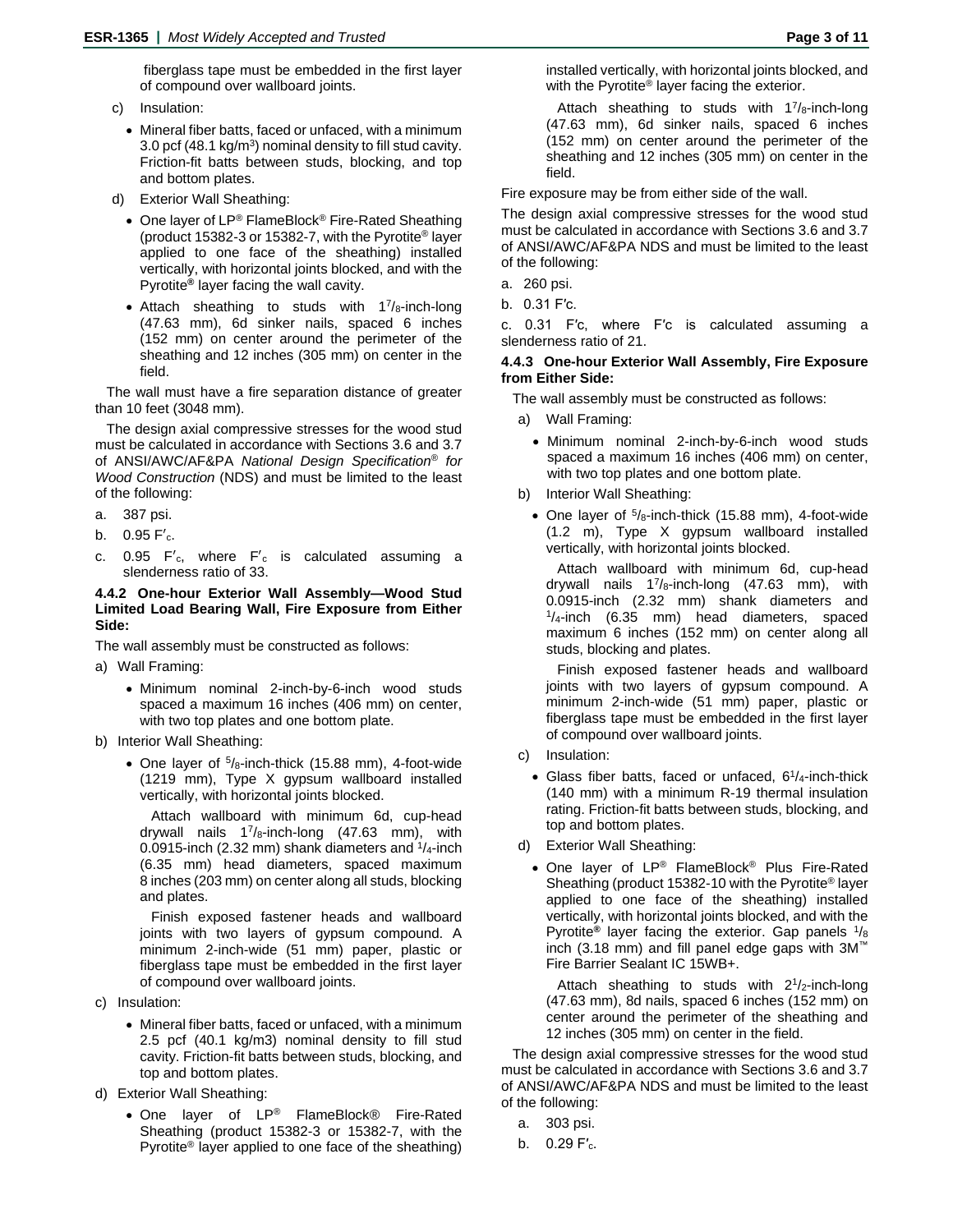fiberglass tape must be embedded in the first layer of compound over wallboard joints.

c) Insulation:

- Mineral fiber batts, faced or unfaced, with a minimum 3.0 pcf (48.1 kg/m$^3$) nominal density to fill stud cavity. Friction-fit batts between studs, blocking, and top and bottom plates.

d) Exterior Wall Sheathing:

- One layer of LP® FlameBlock® Fire-Rated Sheathing (product 15382-3 or 15382-7, with the Pyrotite® layer applied to one face of the sheathing) installed vertically, with horizontal joints blocked, and with the Pyrotite® layer facing the wall cavity.
- Attach sheathing to studs with $1^7/_8$-inch-long (47.63 mm), 6d sinker nails, spaced 6 inches (152 mm) on center around the perimeter of the sheathing and 12 inches (305 mm) on center in the field.

The wall must have a fire separation distance of greater than 10 feet (3048 mm).

The design axial compressive stresses for the wood stud must be calculated in accordance with Sections 3.6 and 3.7 of ANSI/AWC/AF&PA *National Design Specification® for Wood Construction* (NDS) and must be limited to the least of the following:

a. 387 psi.

b. 0.95 $F'_c$.

c. 0.95 $F'_c$, where $F'_c$ is calculated assuming a slenderness ratio of 33.

**4.4.2 One-hour Exterior Wall Assembly—Wood Stud Limited Load Bearing Wall, Fire Exposure from Either Side:**

The wall assembly must be constructed as follows:

a) Wall Framing:

- Minimum nominal 2-inch-by-6-inch wood studs spaced a maximum 16 inches (406 mm) on center, with two top plates and one bottom plate.

b) Interior Wall Sheathing:

- One layer of $^5/_8$-inch-thick (15.88 mm), 4-foot-wide (1219 mm), Type X gypsum wallboard installed vertically, with horizontal joints blocked.

  Attach wallboard with minimum 6d, cup-head drywall nails $1^7/_8$-inch-long (47.63 mm), with 0.0915-inch (2.32 mm) shank diameters and $^1/_4$-inch (6.35 mm) head diameters, spaced maximum 8 inches (203 mm) on center along all studs, blocking and plates.

  Finish exposed fastener heads and wallboard joints with two layers of gypsum compound. A minimum 2-inch-wide (51 mm) paper, plastic or fiberglass tape must be embedded in the first layer of compound over wallboard joints.

c) Insulation:

- Mineral fiber batts, faced or unfaced, with a minimum 2.5 pcf (40.1 kg/m3) nominal density to fill stud cavity. Friction-fit batts between studs, blocking, and top and bottom plates.

d) Exterior Wall Sheathing:

- One layer of LP® FlameBlock® Fire-Rated Sheathing (product 15382-3 or 15382-7, with the Pyrotite® layer applied to one face of the sheathing) installed vertically, with horizontal joints blocked, and with the Pyrotite® layer facing the exterior.

  Attach sheathing to studs with $1^7/_8$-inch-long (47.63 mm), 6d sinker nails, spaced 6 inches (152 mm) on center around the perimeter of the sheathing and 12 inches (305 mm) on center in the field.

Fire exposure may be from either side of the wall.

The design axial compressive stresses for the wood stud must be calculated in accordance with Sections 3.6 and 3.7 of ANSI/AWC/AF&PA NDS and must be limited to the least of the following:

a. 260 psi.

b. 0.31 $F'c$.

c. 0.31 $F'c$, where $F'c$ is calculated assuming a slenderness ratio of 21.

**4.4.3 One-hour Exterior Wall Assembly, Fire Exposure from Either Side:**

The wall assembly must be constructed as follows:

a) Wall Framing:

- Minimum nominal 2-inch-by-6-inch wood studs spaced a maximum 16 inches (406 mm) on center, with two top plates and one bottom plate.

b) Interior Wall Sheathing:

- One layer of $^5/_8$-inch-thick (15.88 mm), 4-foot-wide (1.2 m), Type X gypsum wallboard installed vertically, with horizontal joints blocked.

  Attach wallboard with minimum 6d, cup-head drywall nails $1^7/_8$-inch-long (47.63 mm), with 0.0915-inch (2.32 mm) shank diameters and $^1/_4$-inch (6.35 mm) head diameters, spaced maximum 6 inches (152 mm) on center along all studs, blocking and plates.

  Finish exposed fastener heads and wallboard joints with two layers of gypsum compound. A minimum 2-inch-wide (51 mm) paper, plastic or fiberglass tape must be embedded in the first layer of compound over wallboard joints.

c) Insulation:

- Glass fiber batts, faced or unfaced, $6^1/_4$-inch-thick (140 mm) with a minimum R-19 thermal insulation rating. Friction-fit batts between studs, blocking, and top and bottom plates.

d) Exterior Wall Sheathing:

- One layer of LP® FlameBlock® Plus Fire-Rated Sheathing (product 15382-10 with the Pyrotite® layer applied to one face of the sheathing) installed vertically, with horizontal joints blocked, and with the Pyrotite® layer facing the exterior. Gap panels $^1/_8$ inch (3.18 mm) and fill panel edge gaps with 3M™ Fire Barrier Sealant IC 15WB+.

  Attach sheathing to studs with $2^1/_2$-inch-long (47.63 mm), 8d nails, spaced 6 inches (152 mm) on center around the perimeter of the sheathing and 12 inches (305 mm) on center in the field.

The design axial compressive stresses for the wood stud must be calculated in accordance with Sections 3.6 and 3.7 of ANSI/AWC/AF&PA NDS and must be limited to the least of the following:

a. 303 psi.

b. 0.29 $F'_c$.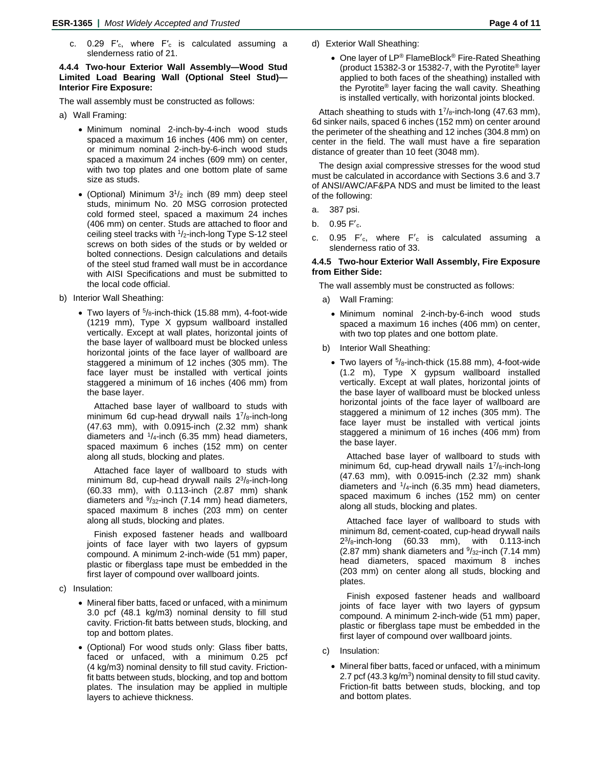c. 0.29 $F'_c$, where $F'_c$ is calculated assuming a slenderness ratio of 21.

#### 4.4.4 Two-hour Exterior Wall Assembly—Wood Stud Limited Load Bearing Wall (Optional Steel Stud)—Interior Fire Exposure:

The wall assembly must be constructed as follows:

a) Wall Framing:

- Minimum nominal 2-inch-by-4-inch wood studs spaced a maximum 16 inches (406 mm) on center, or minimum nominal 2-inch-by-6-inch wood studs spaced a maximum 24 inches (609 mm) on center, with two top plates and one bottom plate of same size as studs.
- (Optional) Minimum $3^1/_2$ inch (89 mm) deep steel studs, minimum No. 20 MSG corrosion protected cold formed steel, spaced a maximum 24 inches (406 mm) on center. Studs are attached to floor and ceiling steel tracks with $^1/_2$-inch-long Type S-12 steel screws on both sides of the studs or by welded or bolted connections. Design calculations and details of the steel stud framed wall must be in accordance with AISI Specifications and must be submitted to the local code official.

b) Interior Wall Sheathing:

- Two layers of $^5/_8$-inch-thick (15.88 mm), 4-foot-wide (1219 mm), Type X gypsum wallboard installed vertically. Except at wall plates, horizontal joints of the base layer of wallboard must be blocked unless horizontal joints of the face layer of wallboard are staggered a minimum of 12 inches (305 mm). The face layer must be installed with vertical joints staggered a minimum of 16 inches (406 mm) from the base layer.

  Attached base layer of wallboard to studs with minimum 6d cup-head drywall nails $1^7/_8$-inch-long (47.63 mm), with 0.0915-inch (2.32 mm) shank diameters and $^1/_4$-inch (6.35 mm) head diameters, spaced maximum 6 inches (152 mm) on center along all studs, blocking and plates.

  Attached face layer of wallboard to studs with minimum 8d, cup-head drywall nails $2^3/_8$-inch-long (60.33 mm), with 0.113-inch (2.87 mm) shank diameters and $^9/_{32}$-inch (7.14 mm) head diameters, spaced maximum 8 inches (203 mm) on center along all studs, blocking and plates.

  Finish exposed fastener heads and wallboard joints of face layer with two layers of gypsum compound. A minimum 2-inch-wide (51 mm) paper, plastic or fiberglass tape must be embedded in the first layer of compound over wallboard joints.

c) Insulation:

- Mineral fiber batts, faced or unfaced, with a minimum 3.0 pcf (48.1 kg/m3) nominal density to fill stud cavity. Friction-fit batts between studs, blocking, and top and bottom plates.
- (Optional) For wood studs only: Glass fiber batts, faced or unfaced, with a minimum 0.25 pcf (4 kg/m3) nominal density to fill stud cavity. Friction-fit batts between studs, blocking, and top and bottom plates. The insulation may be applied in multiple layers to achieve thickness.

d) Exterior Wall Sheathing:

- One layer of LP® FlameBlock® Fire-Rated Sheathing (product 15382-3 or 15382-7, with the Pyrotite® layer applied to both faces of the sheathing) installed with the Pyrotite® layer facing the wall cavity. Sheathing is installed vertically, with horizontal joints blocked.

Attach sheathing to studs with $1^7/_8$-inch-long (47.63 mm), 6d sinker nails, spaced 6 inches (152 mm) on center around the perimeter of the sheathing and 12 inches (304.8 mm) on center in the field. The wall must have a fire separation distance of greater than 10 feet (3048 mm).

The design axial compressive stresses for the wood stud must be calculated in accordance with Sections 3.6 and 3.7 of ANSI/AWC/AF&PA NDS and must be limited to the least of the following:

a. 387 psi.

b. 0.95 $F'_c$.

c. 0.95 $F'_c$, where $F'_c$ is calculated assuming a slenderness ratio of 33.

#### 4.4.5 Two-hour Exterior Wall Assembly, Fire Exposure from Either Side:

The wall assembly must be constructed as follows:

a) Wall Framing:

- Minimum nominal 2-inch-by-6-inch wood studs spaced a maximum 16 inches (406 mm) on center, with two top plates and one bottom plate.

b) Interior Wall Sheathing:

- Two layers of $^5/_8$-inch-thick (15.88 mm), 4-foot-wide (1.2 m), Type X gypsum wallboard installed vertically. Except at wall plates, horizontal joints of the base layer of wallboard must be blocked unless horizontal joints of the face layer of wallboard are staggered a minimum of 12 inches (305 mm). The face layer must be installed with vertical joints staggered a minimum of 16 inches (406 mm) from the base layer.

  Attached base layer of wallboard to studs with minimum 6d, cup-head drywall nails $1^7/_8$-inch-long (47.63 mm), with 0.0915-inch (2.32 mm) shank diameters and $^1/_4$-inch (6.35 mm) head diameters, spaced maximum 6 inches (152 mm) on center along all studs, blocking and plates.

  Attached face layer of wallboard to studs with minimum 8d, cement-coated, cup-head drywall nails $2^3/_8$-inch-long (60.33 mm), with 0.113-inch (2.87 mm) shank diameters and $^9/_{32}$-inch (7.14 mm) head diameters, spaced maximum 8 inches (203 mm) on center along all studs, blocking and plates.

  Finish exposed fastener heads and wallboard joints of face layer with two layers of gypsum compound. A minimum 2-inch-wide (51 mm) paper, plastic or fiberglass tape must be embedded in the first layer of compound over wallboard joints.

c) Insulation:

- Mineral fiber batts, faced or unfaced, with a minimum 2.7 pcf (43.3 $kg/m^3$) nominal density to fill stud cavity. Friction-fit batts between studs, blocking, and top and bottom plates.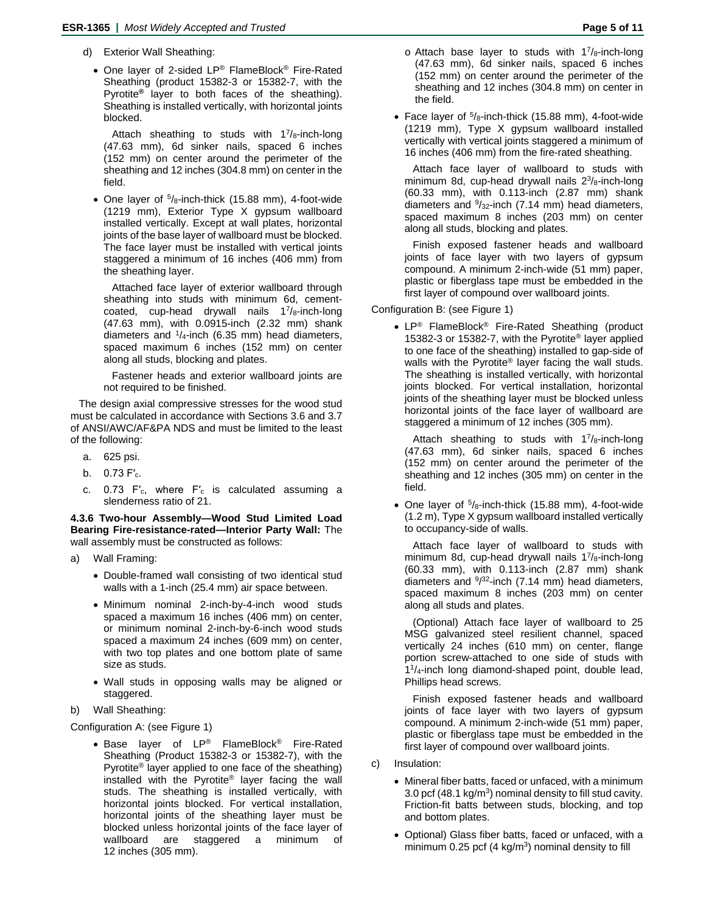d) Exterior Wall Sheathing:

- One layer of 2-sided LP® FlameBlock® Fire-Rated Sheathing (product 15382-3 or 15382-7, with the Pyrotite® layer to both faces of the sheathing). Sheathing is installed vertically, with horizontal joints blocked.

  Attach sheathing to studs with $1^7/_8$-inch-long (47.63 mm), 6d sinker nails, spaced 6 inches (152 mm) on center around the perimeter of the sheathing and 12 inches (304.8 mm) on center in the field.

- One layer of $^5/_8$-inch-thick (15.88 mm), 4-foot-wide (1219 mm), Exterior Type X gypsum wallboard installed vertically. Except at wall plates, horizontal joints of the base layer of wallboard must be blocked. The face layer must be installed with vertical joints staggered a minimum of 16 inches (406 mm) from the sheathing layer.

  Attached face layer of exterior wallboard through sheathing into studs with minimum 6d, cement-coated, cup-head drywall nails $1^7/_8$-inch-long (47.63 mm), with 0.0915-inch (2.32 mm) shank diameters and $^1/_4$-inch (6.35 mm) head diameters, spaced maximum 6 inches (152 mm) on center along all studs, blocking and plates.

  Fastener heads and exterior wallboard joints are not required to be finished.

The design axial compressive stresses for the wood stud must be calculated in accordance with Sections 3.6 and 3.7 of ANSI/AWC/AF&PA NDS and must be limited to the least of the following:

a. 625 psi.

b. 0.73 $F'_c$.

c. 0.73 $F'_c$, where $F'_c$ is calculated assuming a slenderness ratio of 21.

**4.3.6 Two-hour Assembly—Wood Stud Limited Load Bearing Fire-resistance-rated—Interior Party Wall:** The wall assembly must be constructed as follows:

a) Wall Framing:

- Double-framed wall consisting of two identical stud walls with a 1-inch (25.4 mm) air space between.
- Minimum nominal 2-inch-by-4-inch wood studs spaced a maximum 16 inches (406 mm) on center, or minimum nominal 2-inch-by-6-inch wood studs spaced a maximum 24 inches (609 mm) on center, with two top plates and one bottom plate of same size as studs.
- Wall studs in opposing walls may be aligned or staggered.

b) Wall Sheathing:

Configuration A: (see Figure 1)

- Base layer of LP® FlameBlock® Fire-Rated Sheathing (Product 15382-3 or 15382-7), with the Pyrotite® layer applied to one face of the sheathing) installed with the Pyrotite® layer facing the wall studs. The sheathing is installed vertically, with horizontal joints blocked. For vertical installation, horizontal joints of the sheathing layer must be blocked unless horizontal joints of the face layer of wallboard are staggered a minimum of 12 inches (305 mm).

  o Attach base layer to studs with $1^7/_8$-inch-long (47.63 mm), 6d sinker nails, spaced 6 inches (152 mm) on center around the perimeter of the sheathing and 12 inches (304.8 mm) on center in the field.

- Face layer of $^5/_8$-inch-thick (15.88 mm), 4-foot-wide (1219 mm), Type X gypsum wallboard installed vertically with vertical joints staggered a minimum of 16 inches (406 mm) from the fire-rated sheathing.

  Attach face layer of wallboard to studs with minimum 8d, cup-head drywall nails $2^3/_8$-inch-long (60.33 mm), with 0.113-inch (2.87 mm) shank diameters and $^9/_{32}$-inch (7.14 mm) head diameters, spaced maximum 8 inches (203 mm) on center along all studs, blocking and plates.

  Finish exposed fastener heads and wallboard joints of face layer with two layers of gypsum compound. A minimum 2-inch-wide (51 mm) paper, plastic or fiberglass tape must be embedded in the first layer of compound over wallboard joints.

Configuration B: (see Figure 1)

- LP® FlameBlock® Fire-Rated Sheathing (product 15382-3 or 15382-7, with the Pyrotite® layer applied to one face of the sheathing) installed to gap-side of walls with the Pyrotite® layer facing the wall studs. The sheathing is installed vertically, with horizontal joints blocked. For vertical installation, horizontal joints of the sheathing layer must be blocked unless horizontal joints of the face layer of wallboard are staggered a minimum of 12 inches (305 mm).

  Attach sheathing to studs with $1^7/_8$-inch-long (47.63 mm), 6d sinker nails, spaced 6 inches (152 mm) on center around the perimeter of the sheathing and 12 inches (305 mm) on center in the field.

- One layer of $^5/_8$-inch-thick (15.88 mm), 4-foot-wide (1.2 m), Type X gypsum wallboard installed vertically to occupancy-side of walls.

  Attach face layer of wallboard to studs with minimum 8d, cup-head drywall nails $1^7/_8$-inch-long (60.33 mm), with 0.113-inch (2.87 mm) shank diameters and $^9/_{32}$-inch (7.14 mm) head diameters, spaced maximum 8 inches (203 mm) on center along all studs and plates.

  (Optional) Attach face layer of wallboard to 25 MSG galvanized steel resilient channel, spaced vertically 24 inches (610 mm) on center, flange portion screw-attached to one side of studs with $1^1/_4$-inch long diamond-shaped point, double lead, Phillips head screws.

  Finish exposed fastener heads and wallboard joints of face layer with two layers of gypsum compound. A minimum 2-inch-wide (51 mm) paper, plastic or fiberglass tape must be embedded in the first layer of compound over wallboard joints.

c) Insulation:

- Mineral fiber batts, faced or unfaced, with a minimum 3.0 pcf (48.1 $kg/m^3$) nominal density to fill stud cavity. Friction-fit batts between studs, blocking, and top and bottom plates.
- Optional) Glass fiber batts, faced or unfaced, with a minimum 0.25 pcf (4 $kg/m^3$) nominal density to fill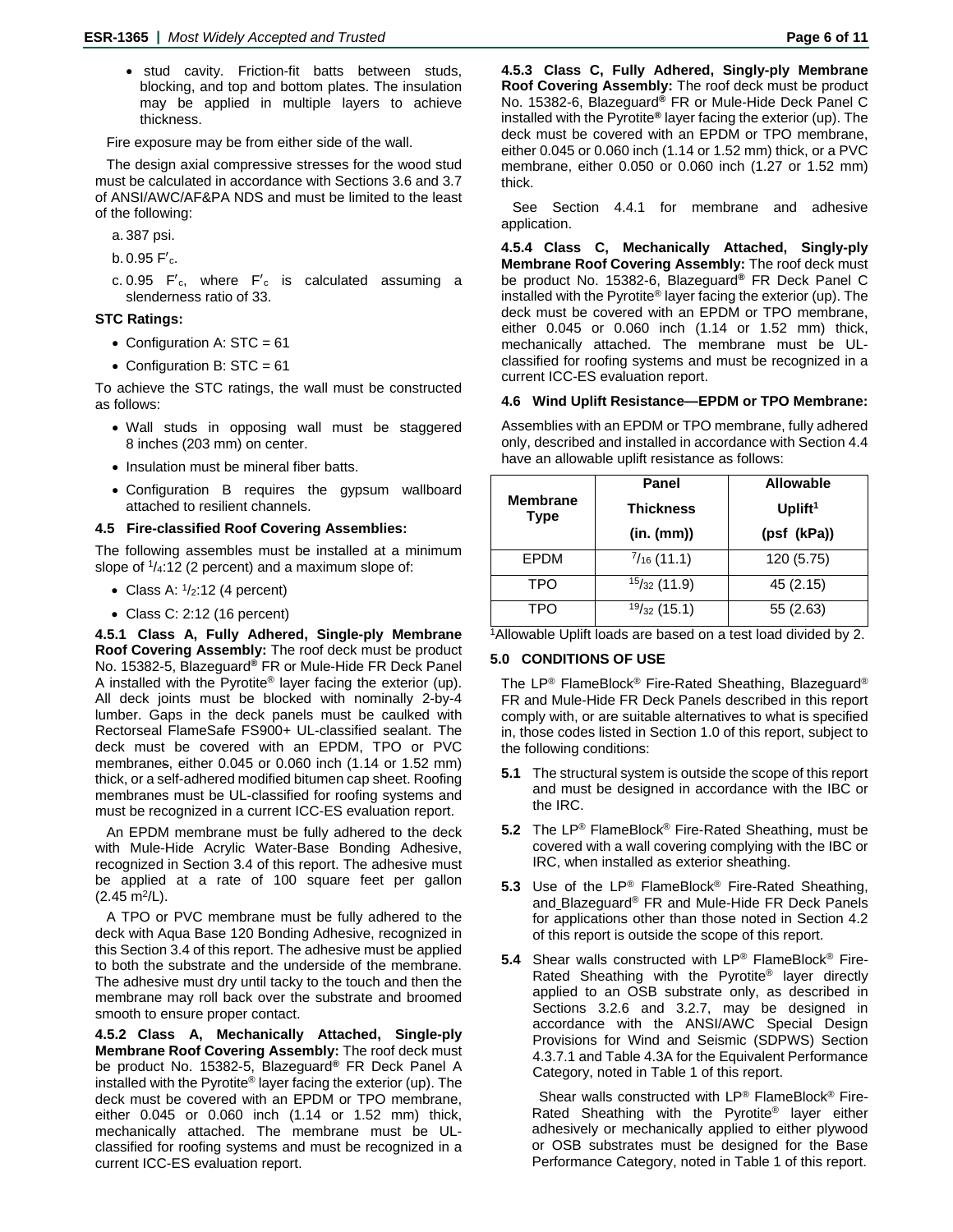- stud cavity. Friction-fit batts between studs, blocking, and top and bottom plates. The insulation may be applied in multiple layers to achieve thickness.

Fire exposure may be from either side of the wall.

The design axial compressive stresses for the wood stud must be calculated in accordance with Sections 3.6 and 3.7 of ANSI/AWC/AF&PA NDS and must be limited to the least of the following:

a. 387 psi.

b. $0.95\ F'_c$.

c. $0.95\ F'_c$, where $F'_c$ is calculated assuming a slenderness ratio of 33.

**STC Ratings:**

- Configuration A: STC = 61
- Configuration B: STC = 61

To achieve the STC ratings, the wall must be constructed as follows:

- Wall studs in opposing wall must be staggered 8 inches (203 mm) on center.
- Insulation must be mineral fiber batts.
- Configuration B requires the gypsum wallboard attached to resilient channels.

### 4.5 Fire-classified Roof Covering Assemblies:

The following assembles must be installed at a minimum slope of $^1/_4$:12 (2 percent) and a maximum slope of:

- Class A: $^1/_2$:12 (4 percent)
- Class C: 2:12 (16 percent)

**4.5.1 Class A, Fully Adhered, Single-ply Membrane Roof Covering Assembly:** The roof deck must be product No. 15382-5, Blazeguard® FR or Mule-Hide FR Deck Panel A installed with the Pyrotite® layer facing the exterior (up). All deck joints must be blocked with nominally 2-by-4 lumber. Gaps in the deck panels must be caulked with Rectorseal FlameSafe FS900+ UL-classified sealant. The deck must be covered with an EPDM, TPO or PVC membranes, either 0.045 or 0.060 inch (1.14 or 1.52 mm) thick, or a self-adhered modified bitumen cap sheet. Roofing membranes must be UL-classified for roofing systems and must be recognized in a current ICC-ES evaluation report.

An EPDM membrane must be fully adhered to the deck with Mule-Hide Acrylic Water-Base Bonding Adhesive, recognized in Section 3.4 of this report. The adhesive must be applied at a rate of 100 square feet per gallon (2.45 $m^2$/L).

A TPO or PVC membrane must be fully adhered to the deck with Aqua Base 120 Bonding Adhesive, recognized in this Section 3.4 of this report. The adhesive must be applied to both the substrate and the underside of the membrane. The adhesive must dry until tacky to the touch and then the membrane may roll back over the substrate and broomed smooth to ensure proper contact.

**4.5.2 Class A, Mechanically Attached, Single-ply Membrane Roof Covering Assembly:** The roof deck must be product No. 15382-5, Blazeguard® FR Deck Panel A installed with the Pyrotite® layer facing the exterior (up). The deck must be covered with an EPDM or TPO membrane, either 0.045 or 0.060 inch (1.14 or 1.52 mm) thick, mechanically attached. The membrane must be UL-classified for roofing systems and must be recognized in a current ICC-ES evaluation report.

**4.5.3 Class C, Fully Adhered, Singly-ply Membrane Roof Covering Assembly:** The roof deck must be product No. 15382-6, Blazeguard® FR or Mule-Hide Deck Panel C installed with the Pyrotite® layer facing the exterior (up). The deck must be covered with an EPDM or TPO membrane, either 0.045 or 0.060 inch (1.14 or 1.52 mm) thick, or a PVC membrane, either 0.050 or 0.060 inch (1.27 or 1.52 mm) thick.

See Section 4.4.1 for membrane and adhesive application.

**4.5.4 Class C, Mechanically Attached, Singly-ply Membrane Roof Covering Assembly:** The roof deck must be product No. 15382-6, Blazeguard® FR Deck Panel C installed with the Pyrotite® layer facing the exterior (up). The deck must be covered with an EPDM or TPO membrane, either 0.045 or 0.060 inch (1.14 or 1.52 mm) thick, mechanically attached. The membrane must be UL-classified for roofing systems and must be recognized in a current ICC-ES evaluation report.

### 4.6 Wind Uplift Resistance—EPDM or TPO Membrane:

Assemblies with an EPDM or TPO membrane, fully adhered only, described and installed in accordance with Section 4.4 have an allowable uplift resistance as follows:

| Membrane Type | Panel Thickness (in. (mm)) | Allowable Uplift[1] (psf (kPa)) |
|---|---|---|
| EPDM | $^7/_{16}$ (11.1) | 120 (5.75) |
| TPO | $^{15}/_{32}$ (11.9) | 45 (2.15) |
| TPO | $^{19}/_{32}$ (15.1) | 55 (2.63) |

[1]Allowable Uplift loads are based on a test load divided by 2.

## 5.0 CONDITIONS OF USE

The LP® FlameBlock® Fire-Rated Sheathing, Blazeguard® FR and Mule-Hide FR Deck Panels described in this report comply with, or are suitable alternatives to what is specified in, those codes listed in Section 1.0 of this report, subject to the following conditions:

**5.1** The structural system is outside the scope of this report and must be designed in accordance with the IBC or the IRC.

**5.2** The LP® FlameBlock® Fire-Rated Sheathing, must be covered with a wall covering complying with the IBC or IRC, when installed as exterior sheathing.

**5.3** Use of the LP® FlameBlock® Fire-Rated Sheathing, and Blazeguard® FR and Mule-Hide FR Deck Panels for applications other than those noted in Section 4.2 of this report is outside the scope of this report.

**5.4** Shear walls constructed with LP® FlameBlock® Fire-Rated Sheathing with the Pyrotite® layer directly applied to an OSB substrate only, as described in Sections 3.2.6 and 3.2.7, may be designed in accordance with the ANSI/AWC Special Design Provisions for Wind and Seismic (SDPWS) Section 4.3.7.1 and Table 4.3A for the Equivalent Performance Category, noted in Table 1 of this report.

Shear walls constructed with LP® FlameBlock® Fire-Rated Sheathing with the Pyrotite® layer either adhesively or mechanically applied to either plywood or OSB substrates must be designed for the Base Performance Category, noted in Table 1 of this report.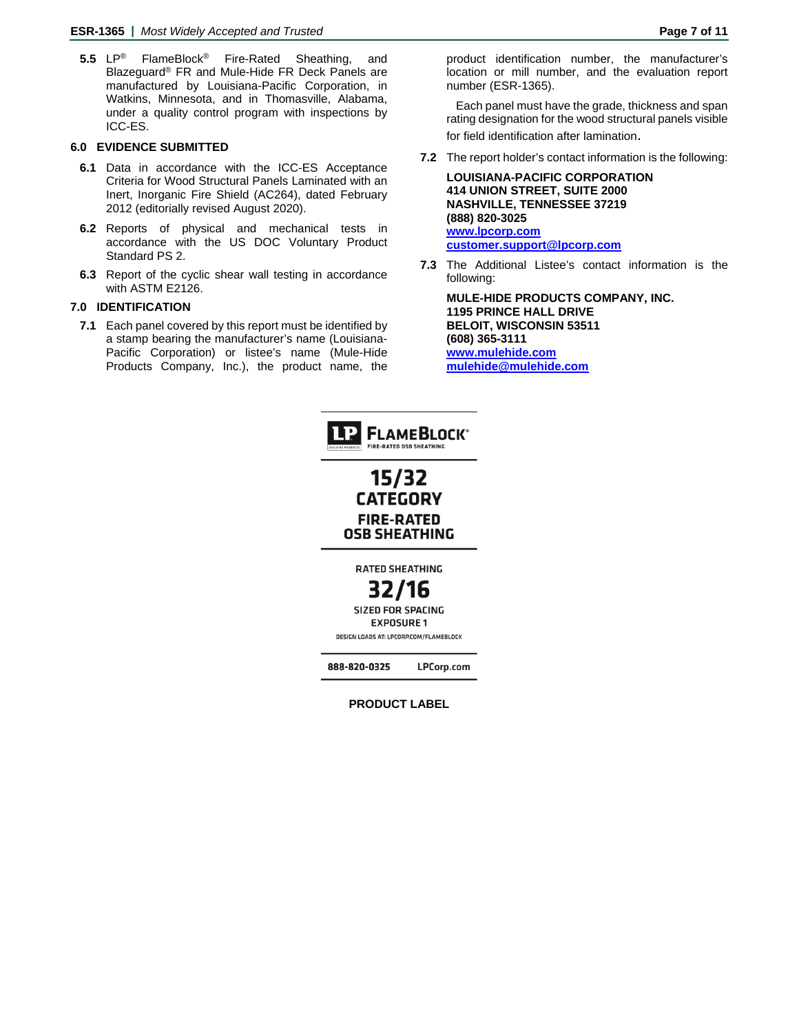**5.5** LP® FlameBlock® Fire-Rated Sheathing, and Blazeguard® FR and Mule-Hide FR Deck Panels are manufactured by Louisiana-Pacific Corporation, in Watkins, Minnesota, and in Thomasville, Alabama, under a quality control program with inspections by ICC-ES.

## 6.0 EVIDENCE SUBMITTED

**6.1** Data in accordance with the ICC-ES Acceptance Criteria for Wood Structural Panels Laminated with an Inert, Inorganic Fire Shield (AC264), dated February 2012 (editorially revised August 2020).

**6.2** Reports of physical and mechanical tests in accordance with the US DOC Voluntary Product Standard PS 2.

**6.3** Report of the cyclic shear wall testing in accordance with ASTM E2126.

## 7.0 IDENTIFICATION

**7.1** Each panel covered by this report must be identified by a stamp bearing the manufacturer's name (Louisiana-Pacific Corporation) or listee's name (Mule-Hide Products Company, Inc.), the product name, the product identification number, the manufacturer's location or mill number, and the evaluation report number (ESR-1365).

Each panel must have the grade, thickness and span rating designation for the wood structural panels visible for field identification after lamination.

**7.2** The report holder's contact information is the following:

**LOUISIANA-PACIFIC CORPORATION**
**414 UNION STREET, SUITE 2000**
**NASHVILLE, TENNESSEE 37219**
**(888) 820-3025**
**www.lpcorp.com**
**customer.support@lpcorp.com**

**7.3** The Additional Listee's contact information is the following:

**MULE-HIDE PRODUCTS COMPANY, INC.**
**1195 PRINCE HALL DRIVE**
**BELOIT, WISCONSIN 53511**
**(608) 365-3111**
**www.mulehide.com**
**mulehide@mulehide.com**

LP FLAMEBLOCK®
FIRE-RATED OSB SHEATHING

15/32
CATEGORY
FIRE-RATED
OSB SHEATHING

RATED SHEATHING
32/16
SIZED FOR SPACING
EXPOSURE 1
DESIGN LOADS AT: LPCORP.COM/FLAMEBLOCK

888-820-0325 LPCorp.com

**PRODUCT LABEL**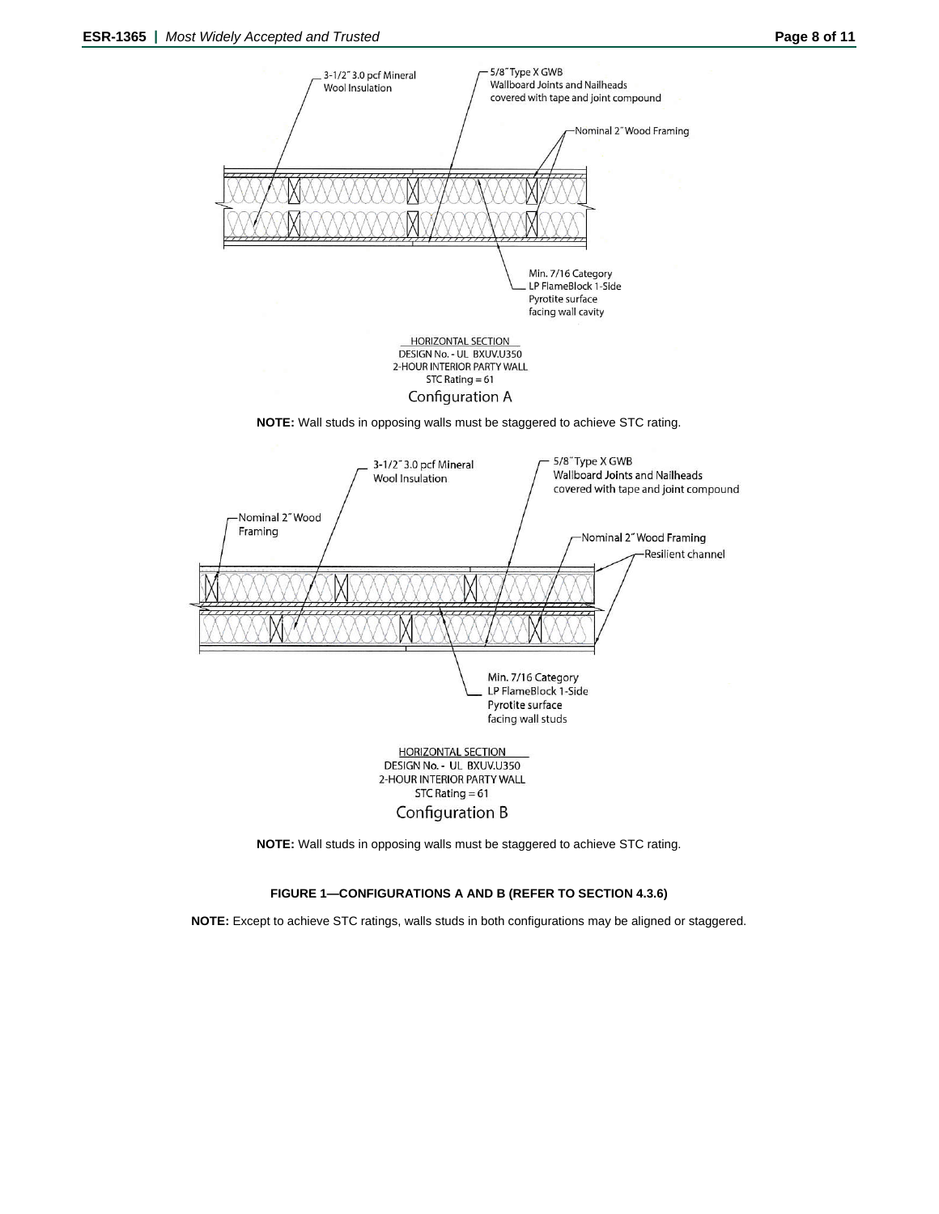3-1/2" 3.0 pcf Mineral Wool Insulation

5/8" Type X GWB Wallboard Joints and Nailheads covered with tape and joint compound

Nominal 2" Wood Framing

Min. 7/16 Category LP FlameBlock 1-Side Pyrotite surface facing wall cavity

HORIZONTAL SECTION
DESIGN No. - UL BXUV.U350
2-HOUR INTERIOR PARTY WALL
STC Rating = 61

Configuration A

**NOTE:** Wall studs in opposing walls must be staggered to achieve STC rating.

3-1/2" 3.0 pcf Mineral Wool Insulation

5/8" Type X GWB Wallboard Joints and Nailheads covered with tape and joint compound

Nominal 2" Wood Framing

Nominal 2" Wood Framing

Resilient channel

Min. 7/16 Category LP FlameBlock 1-Side Pyrotite surface facing wall studs

HORIZONTAL SECTION
DESIGN No. - UL BXUV.U350
2-HOUR INTERIOR PARTY WALL
STC Rating = 61

Configuration B

**NOTE:** Wall studs in opposing walls must be staggered to achieve STC rating.

**FIGURE 1—CONFIGURATIONS A AND B (REFER TO SECTION 4.3.6)**

**NOTE:** Except to achieve STC ratings, walls studs in both configurations may be aligned or staggered.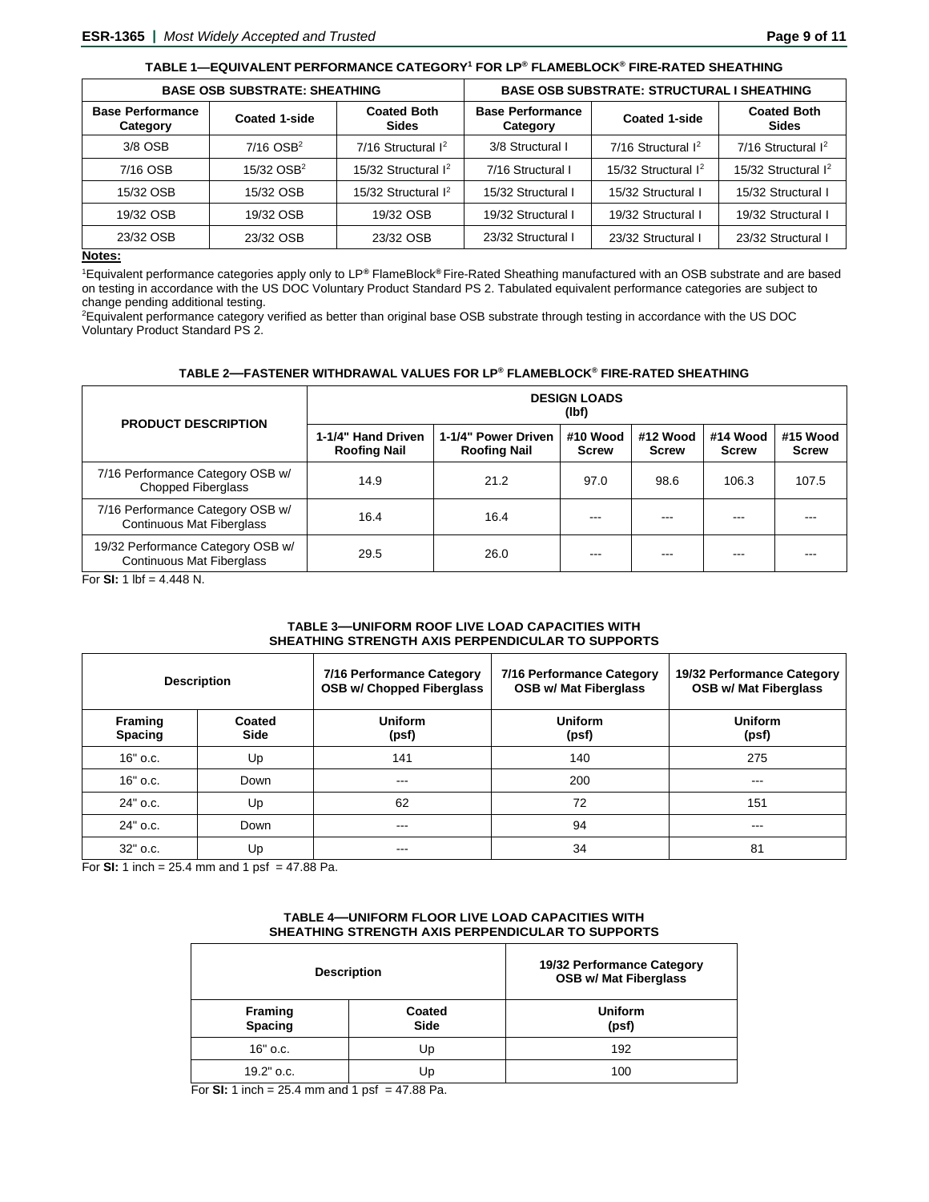**TABLE 1—EQUIVALENT PERFORMANCE CATEGORY[1] FOR LP® FLAMEBLOCK® FIRE-RATED SHEATHING**

| BASE OSB SUBSTRATE: SHEATHING | | | BASE OSB SUBSTRATE: STRUCTURAL I SHEATHING | | |
|---|---|---|---|---|---|
| Base Performance Category | Coated 1-side | Coated Both Sides | Base Performance Category | Coated 1-side | Coated Both Sides |
| 3/8 OSB | 7/16 OSB[2] | 7/16 Structural I[2] | 3/8 Structural I | 7/16 Structural I[2] | 7/16 Structural I[2] |
| 7/16 OSB | 15/32 OSB[2] | 15/32 Structural I[2] | 7/16 Structural I | 15/32 Structural I[2] | 15/32 Structural I[2] |
| 15/32 OSB | 15/32 OSB | 15/32 Structural I[2] | 15/32 Structural I | 15/32 Structural I | 15/32 Structural I |
| 19/32 OSB | 19/32 OSB | 19/32 OSB | 19/32 Structural I | 19/32 Structural I | 19/32 Structural I |
| 23/32 OSB | 23/32 OSB | 23/32 OSB | 23/32 Structural I | 23/32 Structural I | 23/32 Structural I |

**Notes:**

[1]Equivalent performance categories apply only to LP® FlameBlock® Fire-Rated Sheathing manufactured with an OSB substrate and are based on testing in accordance with the US DOC Voluntary Product Standard PS 2. Tabulated equivalent performance categories are subject to change pending additional testing.

[2]Equivalent performance category verified as better than original base OSB substrate through testing in accordance with the US DOC Voluntary Product Standard PS 2.

**TABLE 2—FASTENER WITHDRAWAL VALUES FOR LP® FLAMEBLOCK® FIRE-RATED SHEATHING**

| PRODUCT DESCRIPTION | DESIGN LOADS (lbf) | | | | | |
|---|---|---|---|---|---|---|
| | 1-1/4" Hand Driven Roofing Nail | 1-1/4" Power Driven Roofing Nail | #10 Wood Screw | #12 Wood Screw | #14 Wood Screw | #15 Wood Screw |
| 7/16 Performance Category OSB w/ Chopped Fiberglass | 14.9 | 21.2 | 97.0 | 98.6 | 106.3 | 107.5 |
| 7/16 Performance Category OSB w/ Continuous Mat Fiberglass | 16.4 | 16.4 | --- | --- | --- | --- |
| 19/32 Performance Category OSB w/ Continuous Mat Fiberglass | 29.5 | 26.0 | --- | --- | --- | --- |

For **SI:** 1 lbf = 4.448 N.

**TABLE 3—UNIFORM ROOF LIVE LOAD CAPACITIES WITH SHEATHING STRENGTH AXIS PERPENDICULAR TO SUPPORTS**

| Description | | 7/16 Performance Category OSB w/ Chopped Fiberglass | 7/16 Performance Category OSB w/ Mat Fiberglass | 19/32 Performance Category OSB w/ Mat Fiberglass |
|---|---|---|---|---|
| Framing Spacing | Coated Side | Uniform (psf) | Uniform (psf) | Uniform (psf) |
| 16" o.c. | Up | 141 | 140 | 275 |
| 16" o.c. | Down | --- | 200 | --- |
| 24" o.c. | Up | 62 | 72 | 151 |
| 24" o.c. | Down | --- | 94 | --- |
| 32" o.c. | Up | --- | 34 | 81 |

For **SI:** 1 inch = 25.4 mm and 1 psf = 47.88 Pa.

**TABLE 4—UNIFORM FLOOR LIVE LOAD CAPACITIES WITH SHEATHING STRENGTH AXIS PERPENDICULAR TO SUPPORTS**

| Description | | 19/32 Performance Category OSB w/ Mat Fiberglass |
|---|---|---|
| Framing Spacing | Coated Side | Uniform (psf) |
| 16" o.c. | Up | 192 |
| 19.2" o.c. | Up | 100 |

For **SI:** 1 inch = 25.4 mm and 1 psf = 47.88 Pa.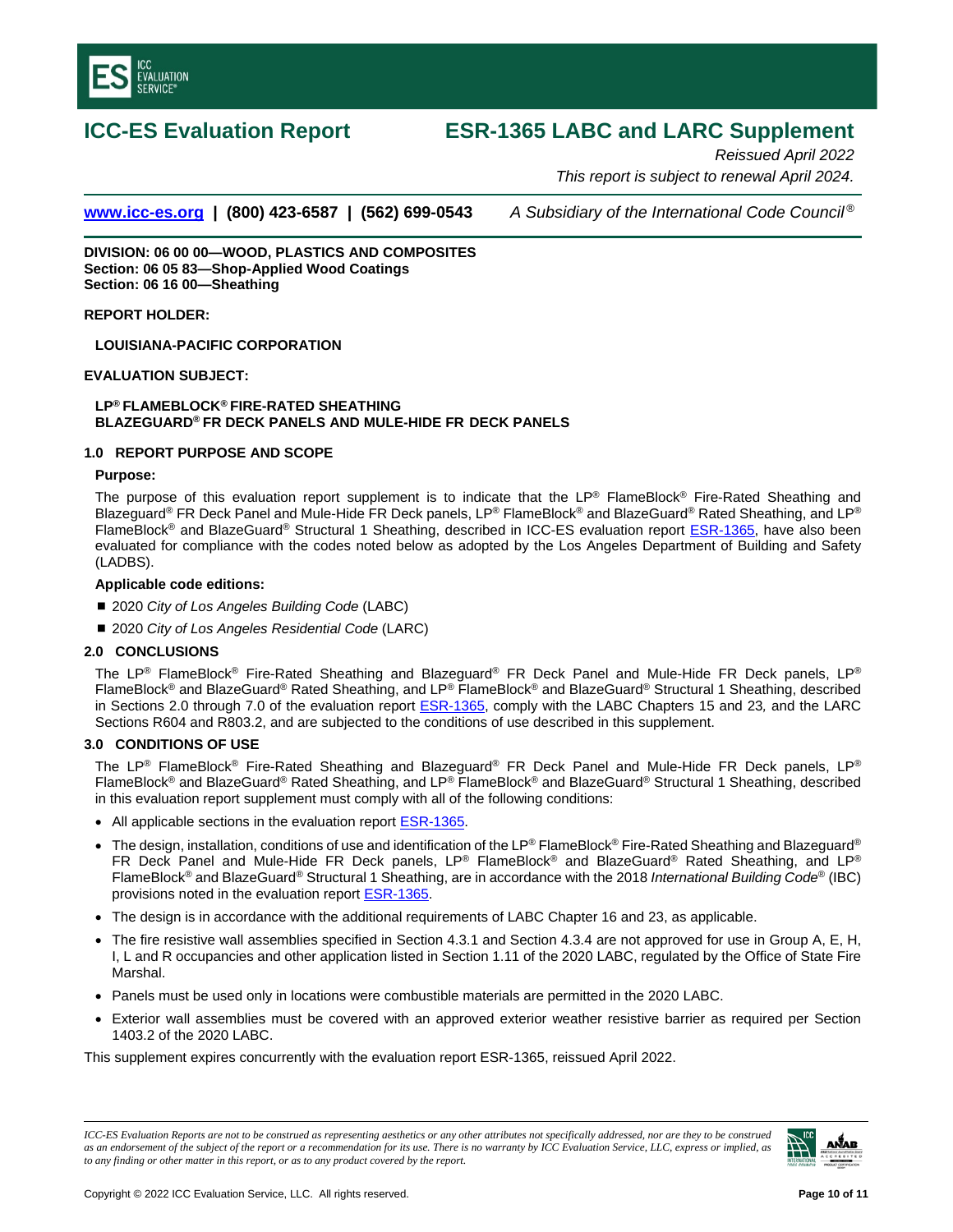# ICC-ES Evaluation Report

# ESR-1365 LABC and LARC Supplement

*Reissued April 2022*

*This report is subject to renewal April 2024.*

www.icc-es.org | (800) 423-6587 | (562) 699-0543 *A Subsidiary of the International Code Council®*

**DIVISION: 06 00 00—WOOD, PLASTICS AND COMPOSITES**
**Section: 06 05 83—Shop-Applied Wood Coatings**
**Section: 06 16 00—Sheathing**

**REPORT HOLDER:**

**LOUISIANA-PACIFIC CORPORATION**

**EVALUATION SUBJECT:**

**LP® FLAMEBLOCK® FIRE-RATED SHEATHING**
**BLAZEGUARD® FR DECK PANELS AND MULE-HIDE FR DECK PANELS**

## 1.0 REPORT PURPOSE AND SCOPE

**Purpose:**

The purpose of this evaluation report supplement is to indicate that the LP® FlameBlock® Fire-Rated Sheathing and Blazeguard® FR Deck Panel and Mule-Hide FR Deck panels, LP® FlameBlock® and BlazeGuard® Rated Sheathing, and LP® FlameBlock® and BlazeGuard® Structural 1 Sheathing, described in ICC-ES evaluation report ESR-1365, have also been evaluated for compliance with the codes noted below as adopted by the Los Angeles Department of Building and Safety (LADBS).

**Applicable code editions:**

- 2020 *City of Los Angeles Building Code* (LABC)
- 2020 *City of Los Angeles Residential Code* (LARC)

## 2.0 CONCLUSIONS

The LP® FlameBlock® Fire-Rated Sheathing and Blazeguard® FR Deck Panel and Mule-Hide FR Deck panels, LP® FlameBlock® and BlazeGuard® Rated Sheathing, and LP® FlameBlock® and BlazeGuard® Structural 1 Sheathing, described in Sections 2.0 through 7.0 of the evaluation report ESR-1365, comply with the LABC Chapters 15 and 23, and the LARC Sections R604 and R803.2, and are subjected to the conditions of use described in this supplement.

## 3.0 CONDITIONS OF USE

The LP® FlameBlock® Fire-Rated Sheathing and Blazeguard® FR Deck Panel and Mule-Hide FR Deck panels, LP® FlameBlock® and BlazeGuard® Rated Sheathing, and LP® FlameBlock® and BlazeGuard® Structural 1 Sheathing, described in this evaluation report supplement must comply with all of the following conditions:

- All applicable sections in the evaluation report ESR-1365.
- The design, installation, conditions of use and identification of the LP® FlameBlock® Fire-Rated Sheathing and Blazeguard® FR Deck Panel and Mule-Hide FR Deck panels, LP® FlameBlock® and BlazeGuard® Rated Sheathing, and LP® FlameBlock® and BlazeGuard® Structural 1 Sheathing, are in accordance with the 2018 *International Building Code®* (IBC) provisions noted in the evaluation report ESR-1365.
- The design is in accordance with the additional requirements of LABC Chapter 16 and 23, as applicable.
- The fire resistive wall assemblies specified in Section 4.3.1 and Section 4.3.4 are not approved for use in Group A, E, H, I, L and R occupancies and other application listed in Section 1.11 of the 2020 LABC, regulated by the Office of State Fire Marshal.
- Panels must be used only in locations were combustible materials are permitted in the 2020 LABC.
- Exterior wall assemblies must be covered with an approved exterior weather resistive barrier as required per Section 1403.2 of the 2020 LABC.

This supplement expires concurrently with the evaluation report ESR-1365, reissued April 2022.

*ICC-ES Evaluation Reports are not to be construed as representing aesthetics or any other attributes not specifically addressed, nor are they to be construed as an endorsement of the subject of the report or a recommendation for its use. There is no warranty by ICC Evaluation Service, LLC, express or implied, as to any finding or other matter in this report, or as to any product covered by the report.*

Copyright © 2022 ICC Evaluation Service, LLC. All rights reserved.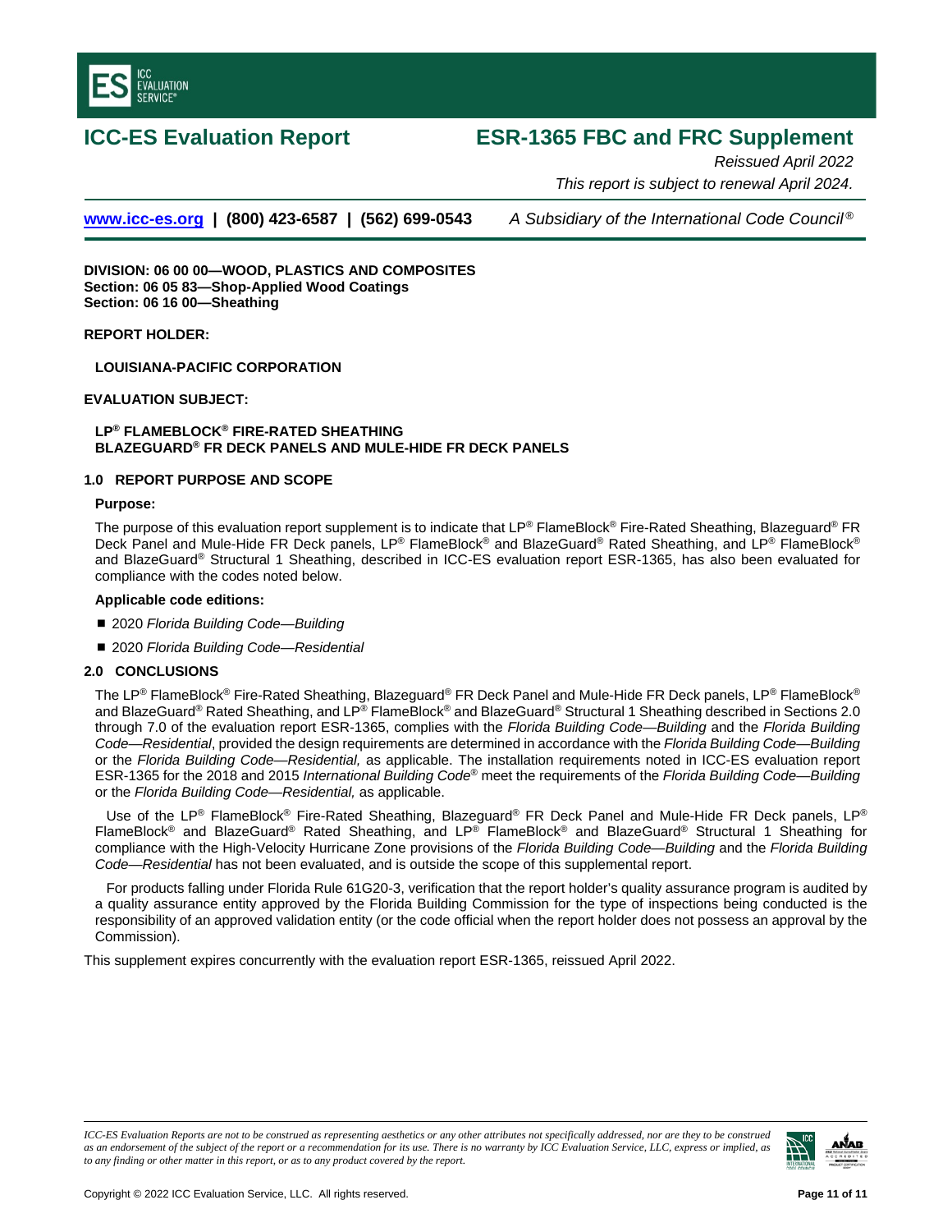# ICC-ES Evaluation Report

# ESR-1365 FBC and FRC Supplement

*Reissued April 2022*

*This report is subject to renewal April 2024.*

**www.icc-es.org | (800) 423-6587 | (562) 699-0543** *A Subsidiary of the International Code Council®*

**DIVISION: 06 00 00—WOOD, PLASTICS AND COMPOSITES**
**Section: 06 05 83—Shop-Applied Wood Coatings**
**Section: 06 16 00—Sheathing**

**REPORT HOLDER:**

**LOUISIANA-PACIFIC CORPORATION**

**EVALUATION SUBJECT:**

**LP® FLAMEBLOCK® FIRE-RATED SHEATHING**
**BLAZEGUARD® FR DECK PANELS AND MULE-HIDE FR DECK PANELS**

## 1.0 REPORT PURPOSE AND SCOPE

**Purpose:**

The purpose of this evaluation report supplement is to indicate that LP® FlameBlock® Fire-Rated Sheathing, Blazeguard® FR Deck Panel and Mule-Hide FR Deck panels, LP® FlameBlock® and BlazeGuard® Rated Sheathing, and LP® FlameBlock® and BlazeGuard® Structural 1 Sheathing, described in ICC-ES evaluation report ESR-1365, has also been evaluated for compliance with the codes noted below.

**Applicable code editions:**

- 2020 *Florida Building Code—Building*
- 2020 *Florida Building Code—Residential*

## 2.0 CONCLUSIONS

The LP® FlameBlock® Fire-Rated Sheathing, Blazeguard® FR Deck Panel and Mule-Hide FR Deck panels, LP® FlameBlock® and BlazeGuard® Rated Sheathing, and LP® FlameBlock® and BlazeGuard® Structural 1 Sheathing described in Sections 2.0 through 7.0 of the evaluation report ESR-1365, complies with the *Florida Building Code—Building* and the *Florida Building Code—Residential*, provided the design requirements are determined in accordance with the *Florida Building Code—Building* or the *Florida Building Code—Residential,* as applicable. The installation requirements noted in ICC-ES evaluation report ESR-1365 for the 2018 and 2015 *International Building Code®* meet the requirements of the *Florida Building Code—Building* or the *Florida Building Code—Residential,* as applicable.

Use of the LP® FlameBlock® Fire-Rated Sheathing, Blazeguard® FR Deck Panel and Mule-Hide FR Deck panels, LP® FlameBlock® and BlazeGuard® Rated Sheathing, and LP® FlameBlock® and BlazeGuard® Structural 1 Sheathing for compliance with the High-Velocity Hurricane Zone provisions of the *Florida Building Code—Building* and the *Florida Building Code—Residential* has not been evaluated, and is outside the scope of this supplemental report.

For products falling under Florida Rule 61G20-3, verification that the report holder's quality assurance program is audited by a quality assurance entity approved by the Florida Building Commission for the type of inspections being conducted is the responsibility of an approved validation entity (or the code official when the report holder does not possess an approval by the Commission).

This supplement expires concurrently with the evaluation report ESR-1365, reissued April 2022.

*ICC-ES Evaluation Reports are not to be construed as representing aesthetics or any other attributes not specifically addressed, nor are they to be construed as an endorsement of the subject of the report or a recommendation for its use. There is no warranty by ICC Evaluation Service, LLC, express or implied, as to any finding or other matter in this report, or as to any product covered by the report.*

Copyright © 2022 ICC Evaluation Service, LLC. All rights reserved.